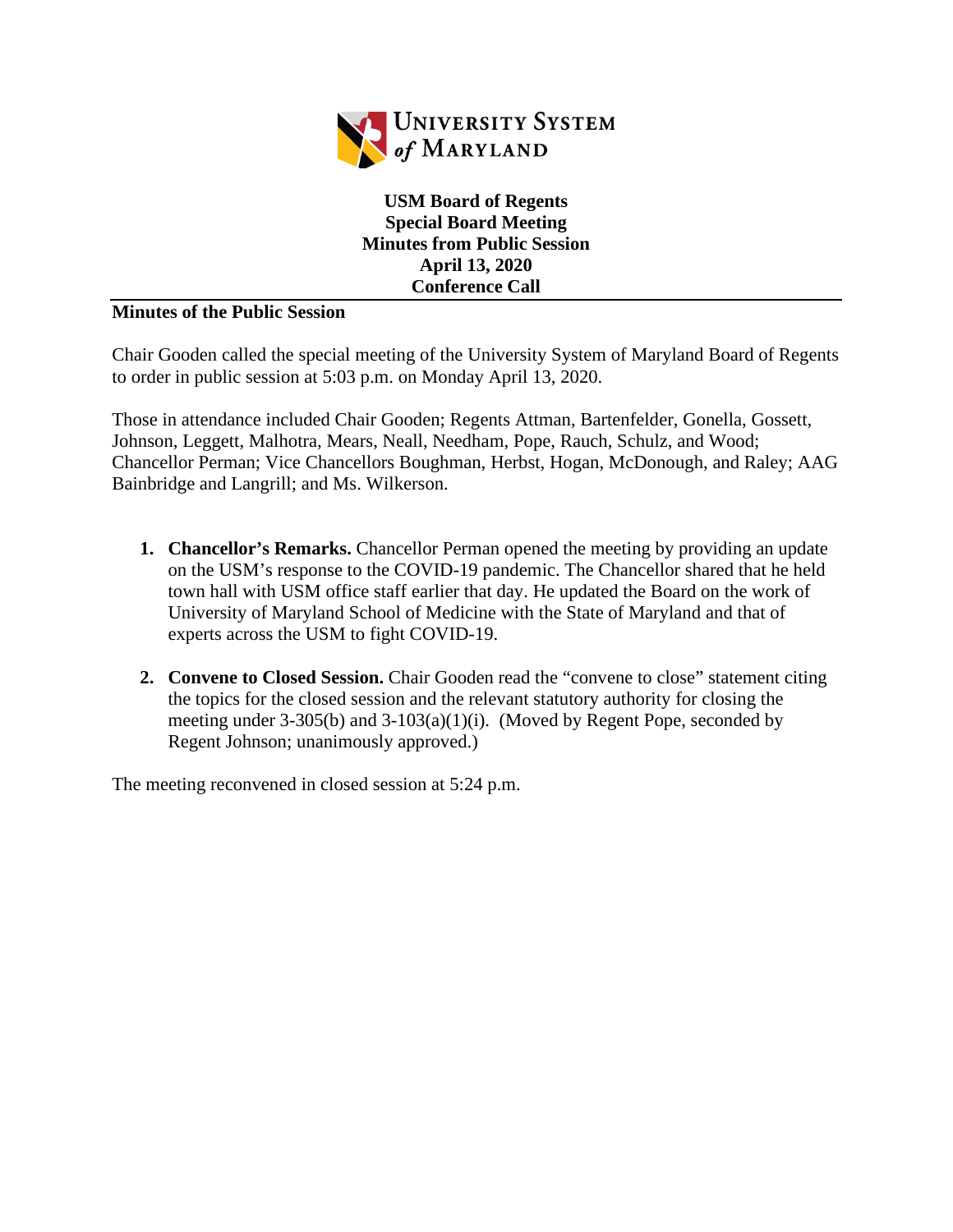UNIVERSITY SYSTEM *of* MARYLAND

**USM Board of Regents**
**Special Board Meeting**
**Minutes from Public Session**
**April 13, 2020**
**Conference Call**

**Minutes of the Public Session**

Chair Gooden called the special meeting of the University System of Maryland Board of Regents to order in public session at 5:03 p.m. on Monday April 13, 2020.

Those in attendance included Chair Gooden; Regents Attman, Bartenfelder, Gonella, Gossett, Johnson, Leggett, Malhotra, Mears, Neall, Needham, Pope, Rauch, Schulz, and Wood; Chancellor Perman; Vice Chancellors Boughman, Herbst, Hogan, McDonough, and Raley; AAG Bainbridge and Langrill; and Ms. Wilkerson.

1. **Chancellor's Remarks.** Chancellor Perman opened the meeting by providing an update on the USM's response to the COVID-19 pandemic. The Chancellor shared that he held town hall with USM office staff earlier that day. He updated the Board on the work of University of Maryland School of Medicine with the State of Maryland and that of experts across the USM to fight COVID-19.

2. **Convene to Closed Session.** Chair Gooden read the "convene to close" statement citing the topics for the closed session and the relevant statutory authority for closing the meeting under 3-305(b) and 3-103(a)(1)(i). (Moved by Regent Pope, seconded by Regent Johnson; unanimously approved.)

The meeting reconvened in closed session at 5:24 p.m.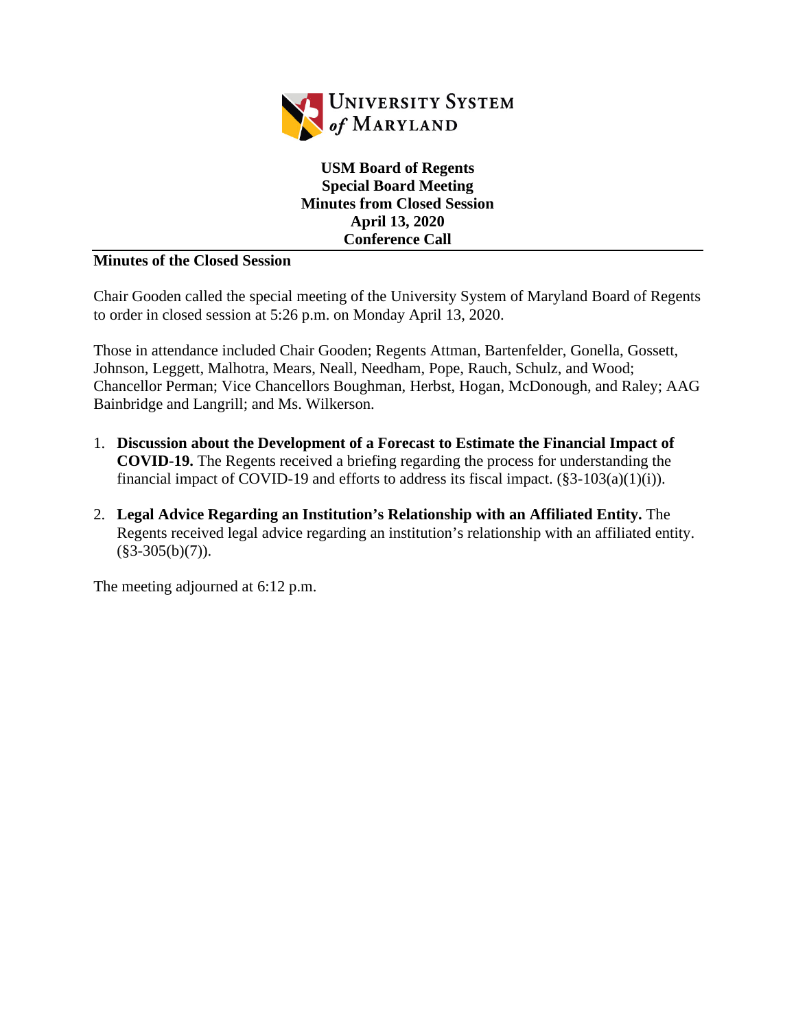UNIVERSITY SYSTEM of MARYLAND

**USM Board of Regents**
**Special Board Meeting**
**Minutes from Closed Session**
**April 13, 2020**
**Conference Call**

**Minutes of the Closed Session**

Chair Gooden called the special meeting of the University System of Maryland Board of Regents to order in closed session at 5:26 p.m. on Monday April 13, 2020.

Those in attendance included Chair Gooden; Regents Attman, Bartenfelder, Gonella, Gossett, Johnson, Leggett, Malhotra, Mears, Neall, Needham, Pope, Rauch, Schulz, and Wood; Chancellor Perman; Vice Chancellors Boughman, Herbst, Hogan, McDonough, and Raley; AAG Bainbridge and Langrill; and Ms. Wilkerson.

1. **Discussion about the Development of a Forecast to Estimate the Financial Impact of COVID-19.** The Regents received a briefing regarding the process for understanding the financial impact of COVID-19 and efforts to address its fiscal impact. (§3-103(a)(1)(i)).

2. **Legal Advice Regarding an Institution's Relationship with an Affiliated Entity.** The Regents received legal advice regarding an institution's relationship with an affiliated entity. (§3-305(b)(7)).

The meeting adjourned at 6:12 p.m.